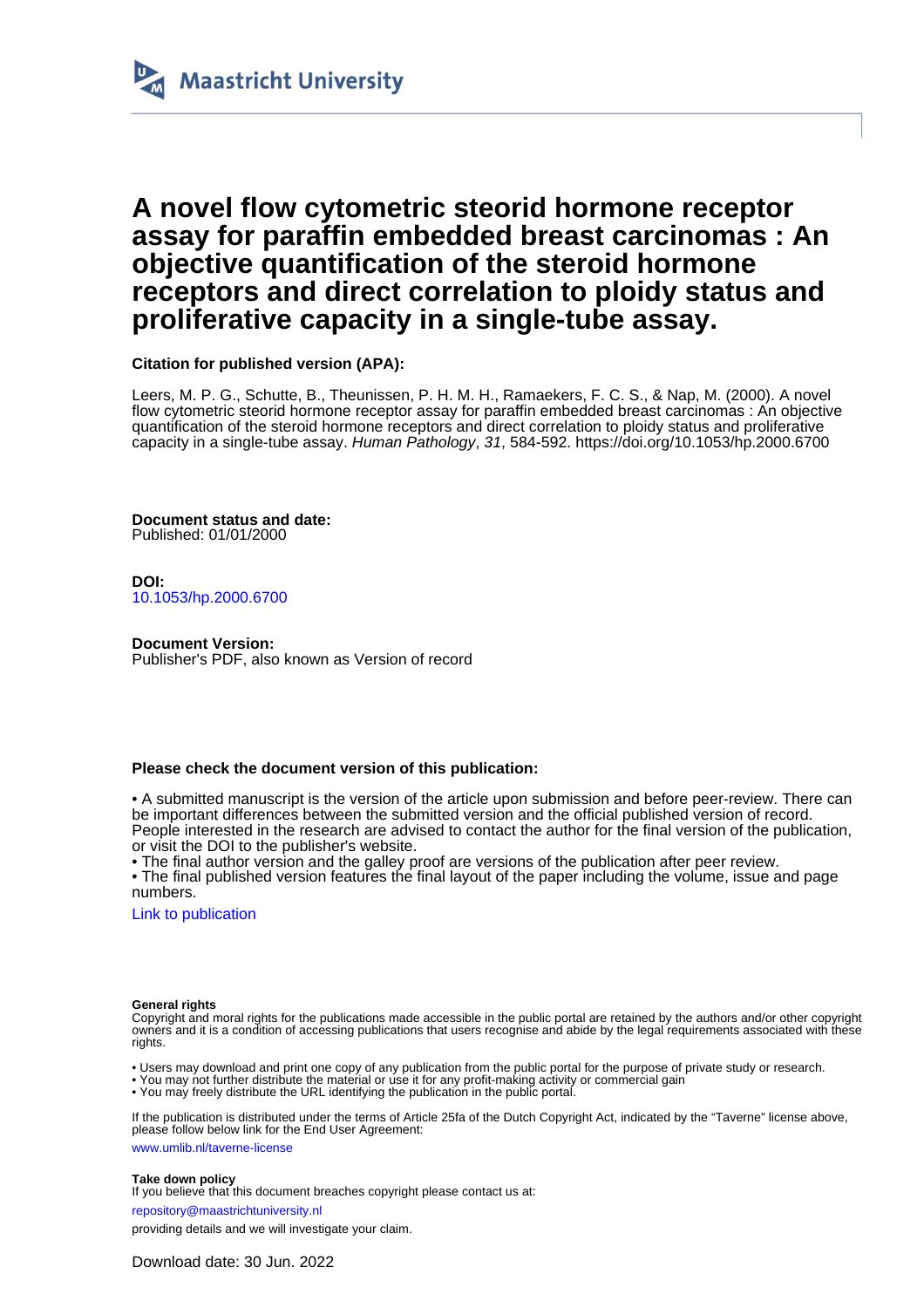Maastricht University

# A novel flow cytometric steorid hormone receptor assay for paraffin embedded breast carcinomas : An objective quantification of the steroid hormone receptors and direct correlation to ploidy status and proliferative capacity in a single-tube assay.

**Citation for published version (APA):**

Leers, M. P. G., Schutte, B., Theunissen, P. H. M. H., Ramaekers, F. C. S., & Nap, M. (2000). A novel flow cytometric steorid hormone receptor assay for paraffin embedded breast carcinomas : An objective quantification of the steroid hormone receptors and direct correlation to ploidy status and proliferative capacity in a single-tube assay. *Human Pathology*, *31*, 584-592. https://doi.org/10.1053/hp.2000.6700

**Document status and date:**
Published: 01/01/2000

**DOI:**
10.1053/hp.2000.6700

**Document Version:**
Publisher's PDF, also known as Version of record

**Please check the document version of this publication:**

• A submitted manuscript is the version of the article upon submission and before peer-review. There can be important differences between the submitted version and the official published version of record. People interested in the research are advised to contact the author for the final version of the publication, or visit the DOI to the publisher's website.
• The final author version and the galley proof are versions of the publication after peer review.
• The final published version features the final layout of the paper including the volume, issue and page numbers.

Link to publication

**General rights**
Copyright and moral rights for the publications made accessible in the public portal are retained by the authors and/or other copyright owners and it is a condition of accessing publications that users recognise and abide by the legal requirements associated with these rights.

• Users may download and print one copy of any publication from the public portal for the purpose of private study or research.
• You may not further distribute the material or use it for any profit-making activity or commercial gain
• You may freely distribute the URL identifying the publication in the public portal.

If the publication is distributed under the terms of Article 25fa of the Dutch Copyright Act, indicated by the "Taverne" license above, please follow below link for the End User Agreement:

www.umlib.nl/taverne-license

**Take down policy**
If you believe that this document breaches copyright please contact us at:

repository@maastrichtuniversity.nl

providing details and we will investigate your claim.

Download date: 30 Jun. 2022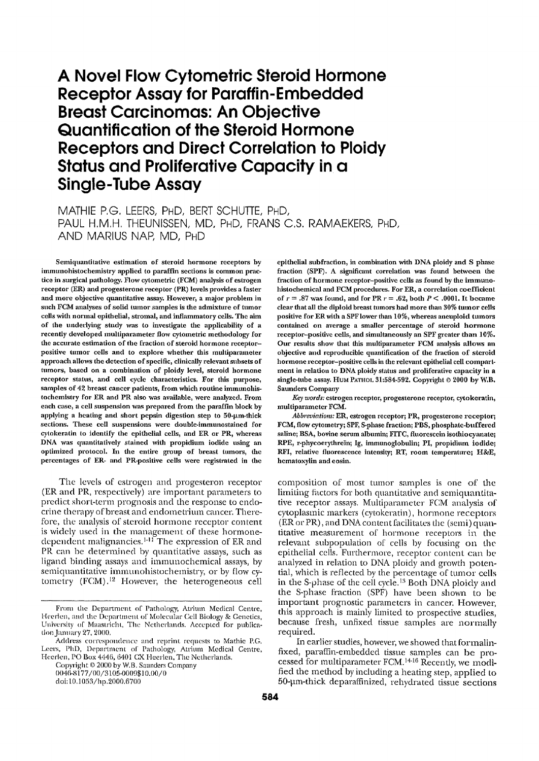# A Novel Flow Cytometric Steroid Hormone Receptor Assay for Paraffin-Embedded Breast Carcinomas: An Objective Quantification of the Steroid Hormone Receptors and Direct Correlation to Ploidy Status and Proliferative Capacity in a Single-Tube Assay

MATHIE P.G. LEERS, PHD, BERT SCHUTTE, PHD, PAUL H.M.H. THEUNISSEN, MD, PHD, FRANS C.S. RAMAEKERS, PHD, AND MARIUS NAP, MD, PHD

**Semiquantitative estimation of steroid hormone receptors by immunohistochemistry applied to paraffin sections is common practice in surgical pathology. Flow cytometric (FCM) analysis of estrogen receptor (ER) and progesterone receptor (PR) levels provides a faster and more objective quantitative assay. However, a major problem in such FCM analyses of solid tumor samples is the admixture of tumor cells with normal epithelial, stromal, and inflammatory cells. The aim of the underlying study was to investigate the applicability of a recently developed multiparameter flow cytometric methodology for the accurate estimation of the fraction of steroid hormone receptor–positive tumor cells and to explore whether this multiparameter approach allows the detection of specific, clinically relevant subsets of tumors, based on a combination of ploidy level, steroid hormone receptor status, and cell cycle characteristics. For this purpose, samples of 42 breast cancer patients, from which routine immunohistochemistry for ER and PR also was available, were analyzed. From each case, a cell suspension was prepared from the paraffin block by applying a heating and short pepsin digestion step to 50-μm-thick sections. These cell suspensions were double-immunostained for cytokeratin to identify the epithelial cells, and ER or PR, whereas DNA was quantitatively stained with propidium iodide using an optimized protocol. In the entire group of breast tumors, the percentages of ER- and PR-positive cells were registrated in the epithelial subfraction, in combination with DNA ploidy and S phase fraction (SPF). A significant correlation was found between the fraction of hormone receptor–positive cells as found by the immunohistochemical and FCM procedures. For ER, a correlation coefficient of $r = .87$ was found, and for PR $r = .62$, both $P < .0001$. It became clear that all the diploid breast tumors had more than 30% tumor cells positive for ER with a SPF lower than 10%, whereas aneuploid tumors contained on average a smaller percentage of steroid hormone receptor–positive cells, and simultaneously an SPF greater than 10%. Our results show that this multiparameter FCM analysis allows an objective and reproducible quantification of the fraction of steroid hormone receptor–positive cells in the relevant epithelial cell compartment in relation to DNA ploidy status and proliferative capacity in a single-tube assay.** HUM PATHOL 31:584-592. Copyright © 2000 by W.B. Saunders Company

*Key words:* estrogen receptor, progesterone receptor, cytokeratin, multiparameter FCM.

*Abbreviations:* ER, estrogen receptor; PR, progesterone receptor; FCM, flow cytometry; SPF, S-phase fraction; PBS, phosphate-buffered saline; BSA, bovine serum albumin; FITC, fluorescein isothiocyanate; RPE, r-phycoerythreïn; Ig, immunoglobulin; PI, propidium iodide; RFI, relative fluorescence intensity; RT, room temperature; H&E, hematoxylin and eosin.

The levels of estrogen and progesteron receptor (ER and PR, respectively) are important parameters to predict short-term prognosis and the response to endocrine therapy of breast and endometrium cancer. Therefore, the analysis of steroid hormone receptor content is widely used in the management of these hormone-dependent malignancies.[1-11] The expression of ER and PR can be determined by quantitative assays, such as ligand binding assays and immunochemical assays, by semiquantitative immunohistochemistry, or by flow cytometry (FCM).[12] However, the heterogeneous cell composition of most tumor samples is one of the limiting factors for both quantitative and semiquantitative receptor assays. Multiparameter FCM analysis of cytoplasmic markers (cytokeratin), hormone receptors (ER or PR), and DNA content facilitates the (semi)quantitative measurement of hormone receptors in the relevant subpopulation of cells by focusing on the epithelial cells. Furthermore, receptor content can be analyzed in relation to DNA ploidy and growth potential, which is reflected by the percentage of tumor cells in the S-phase of the cell cycle.[13] Both DNA ploidy and the S-phase fraction (SPF) have been shown to be important prognostic parameters in cancer. However, this approach is mainly limited to prospective studies, because fresh, unfixed tissue samples are normally required.

In earlier studies, however, we showed that formalin-fixed, paraffin-embedded tissue samples can be processed for multiparameter FCM.[14-16] Recently, we modified the method by including a heating step, applied to 50-μm-thick deparaffinized, rehydrated tissue sections

From the Department of Pathology, Atrium Medical Centre, Heerlen, and the Department of Molecular Cell Biology & Genetics, University of Maastricht, The Netherlands. Accepted for publication January 27, 2000.

Address correspondence and reprint requests to Mathie P.G. Leers, PhD, Department of Pathology, Atrium Medical Centre, Heerlen, PO Box 4446, 6401 CX Heerlen, The Netherlands.

Copyright © 2000 by W.B. Saunders Company
0046-8177/00/3105-0009$10.00/0
doi:10.1053/hp.2000.6700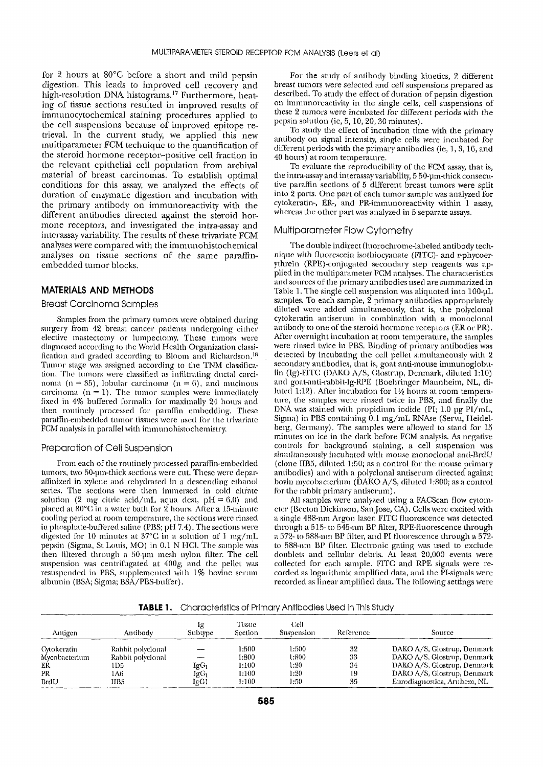for 2 hours at 80°C before a short and mild pepsin digestion. This leads to improved cell recovery and high-resolution DNA histograms.[17] Furthermore, heating of tissue sections resulted in improved results of immunocytochemical staining procedures applied to the cell suspensions because of improved epitope retrieval. In the current study, we applied this new multiparameter FCM technique to the quantification of the steroid hormone receptor–positive cell fraction in the relevant epithelial cell population from archival material of breast carcinomas. To establish optimal conditions for this assay, we analyzed the effects of duration of enzymatic digestion and incubation with the primary antibody on immunoreactivity with the different antibodies directed against the steroid hormone receptors, and investigated the intra-assay and interassay variability. The results of these trivariate FCM analyses were compared with the immunohistochemical analyses on tissue sections of the same paraffin-embedded tumor blocks.

## MATERIALS AND METHODS

### Breast Carcinoma Samples

Samples from the primary tumors were obtained during surgery from 42 breast cancer patients undergoing either elective mastectomy or lumpectomy. These tumors were diagnosed according to the World Health Organization classification and graded according to Bloom and Richardson.[18] Tumor stage was assigned according to the TNM classification. The tumors were classified as infiltrating ductal carcinoma (n = 35), lobular carcinoma (n = 6), and mucinous carcinoma (n = 1). The tumor samples were immediately fixed in 4% buffered formalin for maximally 24 hours and then routinely processed for paraffin embedding. These paraffin-embedded tumor tissues were used for the trivariate FCM analysis in parallel with immunohistochemistry.

### Preparation of Cell Suspension

From each of the routinely processed paraffin-embedded tumors, two 50-μm-thick sections were cut. These were deparaffinized in xylene and rehydrated in a descending ethanol series. The sections were then immersed in cold citrate solution (2 mg citric acid/mL aqua dest, pH = 6.0) and placed at 80°C in a water bath for 2 hours. After a 15-minute cooling period at room temperature, the sections were rinsed in phosphate-buffered saline (PBS; pH 7.4). The sections were digested for 10 minutes at 37°C in a solution of 1 mg/mL pepsin (Sigma, St Louis, MO) in 0.1 N HCl. The sample was then filtered through a 50-μm mesh nylon filter. The cell suspension was centrifugated at 400g, and the pellet was resuspended in PBS, supplemented with 1% bovine serum albumin (BSA; Sigma; BSA/PBS-buffer).

For the study of antibody binding kinetics, 2 different breast tumors were selected and cell suspensions prepared as described. To study the effect of duration of pepsin digestion on immunoreactivity in the single cells, cell suspensions of these 2 tumors were incubated for different periods with the pepsin solution (ie, 5, 10, 20, 30 minutes).

To study the effect of incubation time with the primary antibody on signal intensity, single cells were incubated for different periods with the primary antibodies (ie, 1, 3, 16, and 40 hours) at room temperature.

To evaluate the reproducibility of the FCM assay, that is, the intra-assay and interassay variability, 5 50-μm-thick consecutive paraffin sections of 5 different breast tumors were split into 2 parts. One part of each tumor sample was analyzed for cytokeratin-, ER-, and PR-immunoreactivity within 1 assay, whereas the other part was analyzed in 5 separate assays.

### Multiparameter Flow Cytometry

The double indirect fluorochrome-labeled antibody technique with fluorescein isothiocyanate (FITC)- and r-phycoerythrin (RPE)-conjugated secondary step reagents was applied in the multiparameter FCM analyses. The characteristics and sources of the primary antibodies used are summarized in Table 1. The single cell suspension was aliquoted into 100-μL samples. To each sample, 2 primary antibodies appropriately diluted were added simultaneously, that is, the polyclonal cytokeratin antiserum in combination with a monoclonal antibody to one of the steroid hormone receptors (ER or PR). After overnight incubation at room temperature, the samples were rinsed twice in PBS. Binding of primary antibodies was detected by incubating the cell pellet simultaneously with 2 secondary antibodies, that is, goat anti-mouse immunoglobulin (Ig)-FITC (DAKO A/S, Glostrup, Denmark, diluted 1:10) and goat-anti-rabbit-Ig-RPE (Boehringer Mannheim, NL, diluted 1:12). After incubation for 1½ hours at room temperature, the samples were rinsed twice in PBS, and finally the DNA was stained with propidium iodide (PI; 1.0 μg PI/mL, Sigma) in PBS containing 0.1 mg/mL RNAse (Serva, Heidelberg, Germany). The samples were allowed to stand for 15 minutes on ice in the dark before FCM analysis. As negative controls for background staining, a cell suspension was simultaneously incubated with mouse monoclonal anti-BrdU (clone IIB5, diluted 1:50; as a control for the mouse primary antibodies) and with a polyclonal antiserum directed against bovin mycobacterium (DAKO A/S, diluted 1:800; as a control for the rabbit primary antiserum).

All samples were analyzed using a FACScan flow cytometer (Becton Dickinson, San Jose, CA). Cells were excited with a single 488-nm Argon laser. FITC fluorescence was detected through a 515- to 545-nm BP filter, RPE-fluorescence through a 572- to 588-nm BP filter, and PI fluorescence through a 572- to 588-nm BP filter. Electronic gating was used to exclude doublets and cellular debris. At least 20,000 events were collected for each sample. FITC and RPE signals were recorded as logarithmic amplified data, and the PI-signals were recorded as linear amplified data. The following settings were

**TABLE 1.** Characteristics of Primary Antibodies Used in This Study

| Antigen | Antibody | Ig Subtype | Tissue Section | Cell Suspension | Reference | Source |
|---|---|---|---|---|---|---|
| Cytokeratin | Rabbit polyclonal | — | 1:500 | 1:500 | 32 | DAKO A/S, Glostrup, Denmark |
| Mycobacterium | Rabbit polyclonal | — | 1:800 | 1:800 | 33 | DAKO A/S, Glostrup, Denmark |
| ER | 1D5 | $IgG_1$ | 1:100 | 1:20 | 34 | DAKO A/S, Glostrup, Denmark |
| PR | 1A6 | $IgG_1$ | 1:100 | 1:20 | 19 | DAKO A/S, Glostrup, Denmark |
| BrdU | IIB5 | IgG1 | 1:100 | 1:50 | 35 | Eurodiagnostica, Arnhem, NL |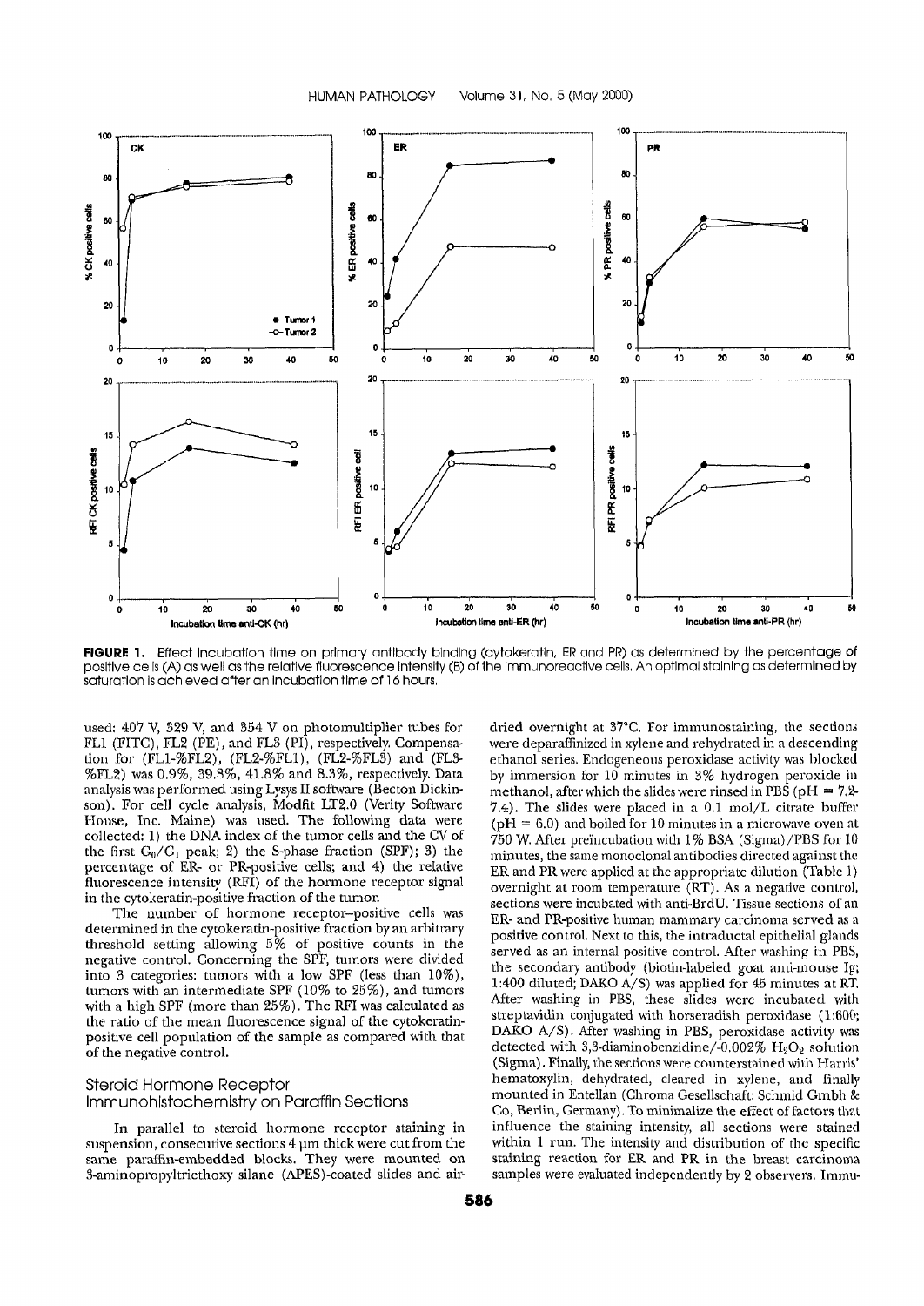**FIGURE 1.** Effect incubation time on primary antibody binding (cytokeratin, ER and PR) as determined by the percentage of positive cells (A) as well as the relative fluorescence intensity (B) of the immunoreactive cells. An optimal staining as determined by saturation is achieved after an incubation time of 16 hours.

used: 407 V, 329 V, and 354 V on photomultiplier tubes for FL1 (FITC), FL2 (PE), and FL3 (PI), respectively. Compensation for (FL1-%FL2), (FL2-%FL1), (FL2-%FL3) and (FL3-%FL2) was 0.9%, 39.8%, 41.8% and 8.3%, respectively. Data analysis was performed using Lysys II software (Becton Dickinson). For cell cycle analysis, Modfit LT2.0 (Verity Software House, Inc. Maine) was used. The following data were collected: 1) the DNA index of the tumor cells and the CV of the first $G_0/G_1$ peak; 2) the S-phase fraction (SPF); 3) the percentage of ER- or PR-positive cells; and 4) the relative fluorescence intensity (RFI) of the hormone receptor signal in the cytokeratin-positive fraction of the tumor.

The number of hormone receptor–positive cells was determined in the cytokeratin-positive fraction by an arbitrary threshold setting allowing 5% of positive counts in the negative control. Concerning the SPF, tumors were divided into 3 categories: tumors with a low SPF (less than 10%), tumors with an intermediate SPF (10% to 25%), and tumors with a high SPF (more than 25%). The RFI was calculated as the ratio of the mean fluorescence signal of the cytokeratin-positive cell population of the sample as compared with that of the negative control.

### Steroid Hormone Receptor Immunohistochemistry on Paraffin Sections

In parallel to steroid hormone receptor staining in suspension, consecutive sections 4 µm thick were cut from the same paraffin-embedded blocks. They were mounted on 3-aminopropyltriethoxy silane (APES)-coated slides and air-dried overnight at 37°C. For immunostaining, the sections were deparaffinized in xylene and rehydrated in a descending ethanol series. Endogeneous peroxidase activity was blocked by immersion for 10 minutes in 3% hydrogen peroxide in methanol, after which the slides were rinsed in PBS (pH = 7.2-7.4). The slides were placed in a 0.1 mol/L citrate buffer (pH = 6.0) and boiled for 10 minutes in a microwave oven at 750 W. After preïncubation with 1% BSA (Sigma)/PBS for 10 minutes, the same monoclonal antibodies directed against the ER and PR were applied at the appropriate dilution (Table 1) overnight at room temperature (RT). As a negative control, sections were incubated with anti-BrdU. Tissue sections of an ER- and PR-positive human mammary carcinoma served as a positive control. Next to this, the intraductal epithelial glands served as an internal positive control. After washing in PBS, the secondary antibody (biotin-labeled goat anti-mouse Ig; 1:400 diluted; DAKO A/S) was applied for 45 minutes at RT. After washing in PBS, these slides were incubated with streptavidin conjugated with horseradish peroxidase (1:600; DAKO A/S). After washing in PBS, peroxidase activity was detected with 3,3-diaminobenzidine/-0.002% $H_2O_2$ solution (Sigma). Finally, the sections were counterstained with Harris' hematoxylin, dehydrated, cleared in xylene, and finally mounted in Entellan (Chroma Gesellschaft; Schmid Gmbh & Co, Berlin, Germany). To minimalize the effect of factors that influence the staining intensity, all sections were stained within 1 run. The intensity and distribution of the specific staining reaction for ER and PR in the breast carcinoma samples were evaluated independently by 2 observers. Immu-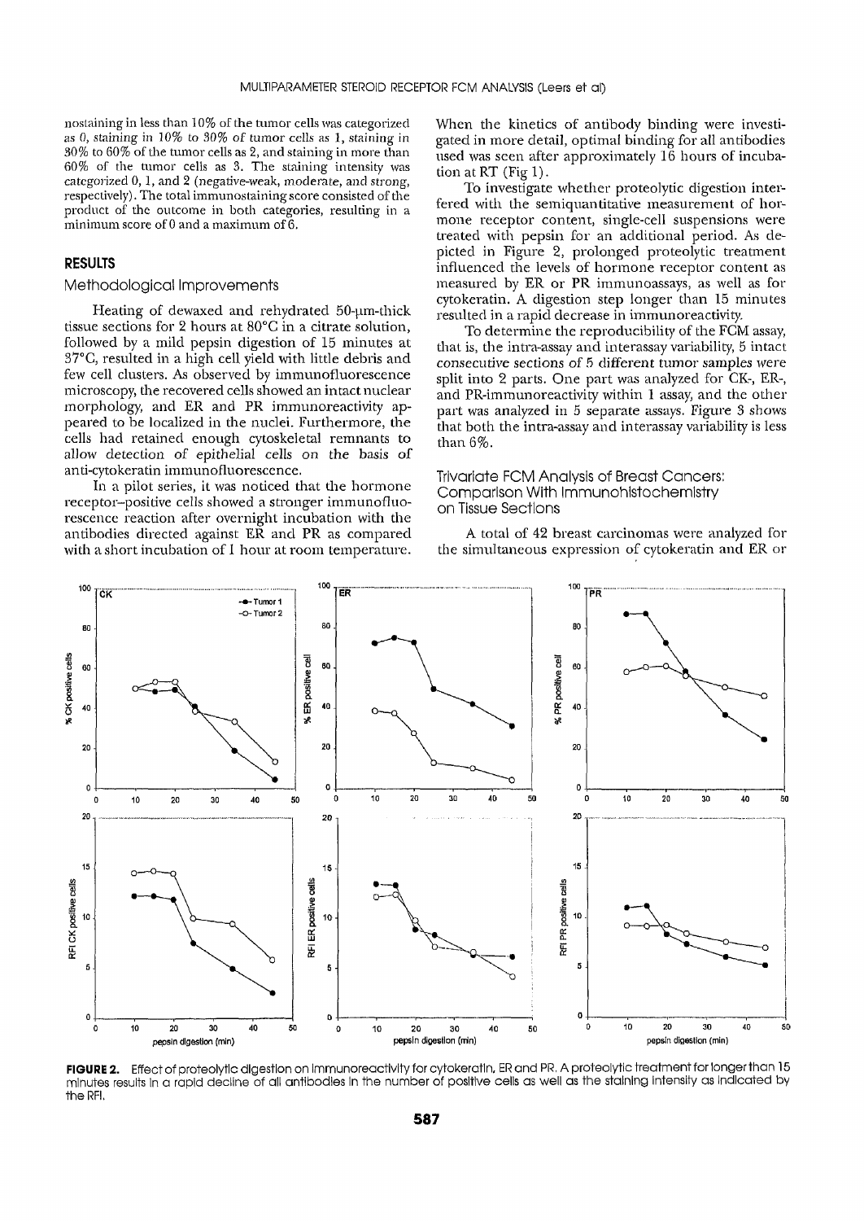nostaining in less than 10% of the tumor cells was categorized as 0, staining in 10% to 30% of tumor cells as 1, staining in 30% to 60% of the tumor cells as 2, and staining in more than 60% of the tumor cells as 3. The staining intensity was categorized 0, 1, and 2 (negative-weak, moderate, and strong, respectively). The total immunostaining score consisted of the product of the outcome in both categories, resulting in a minimum score of 0 and a maximum of 6.

## RESULTS

### Methodological Improvements

Heating of dewaxed and rehydrated 50-μm-thick tissue sections for 2 hours at 80°C in a citrate solution, followed by a mild pepsin digestion of 15 minutes at 37°C, resulted in a high cell yield with little debris and few cell clusters. As observed by immunofluorescence microscopy, the recovered cells showed an intact nuclear morphology, and ER and PR immunoreactivity appeared to be localized in the nuclei. Furthermore, the cells had retained enough cytoskeletal remnants to allow detection of epithelial cells on the basis of anti-cytokeratin immunofluorescence.

In a pilot series, it was noticed that the hormone receptor–positive cells showed a stronger immunofluorescence reaction after overnight incubation with the antibodies directed against ER and PR as compared with a short incubation of 1 hour at room temperature. When the kinetics of antibody binding were investigated in more detail, optimal binding for all antibodies used was seen after approximately 16 hours of incubation at RT (Fig 1).

To investigate whether proteolytic digestion interfered with the semiquantitative measurement of hormone receptor content, single-cell suspensions were treated with pepsin for an additional period. As depicted in Figure 2, prolonged proteolytic treatment influenced the levels of hormone receptor content as measured by ER or PR immunoassays, as well as for cytokeratin. A digestion step longer than 15 minutes resulted in a rapid decrease in immunoreactivity.

To determine the reproducibility of the FCM assay, that is, the intra-assay and interassay variability, 5 intact consecutive sections of 5 different tumor samples were split into 2 parts. One part was analyzed for CK-, ER-, and PR-immunoreactivity within 1 assay, and the other part was analyzed in 5 separate assays. Figure 3 shows that both the intra-assay and interassay variability is less than 6%.

### Trivariate FCM Analysis of Breast Cancers: Comparison With Immunohistochemistry on Tissue Sections

A total of 42 breast carcinomas were analyzed for the simultaneous expression of cytokeratin and ER or

**FIGURE 2.** Effect of proteolytic digestion on immunoreactivity for cytokeratin, ER and PR. A proteolytic treatment for longer than 15 minutes results in a rapid decline of all antibodies in the number of positive cells as well as the staining intensity as indicated by the RFI.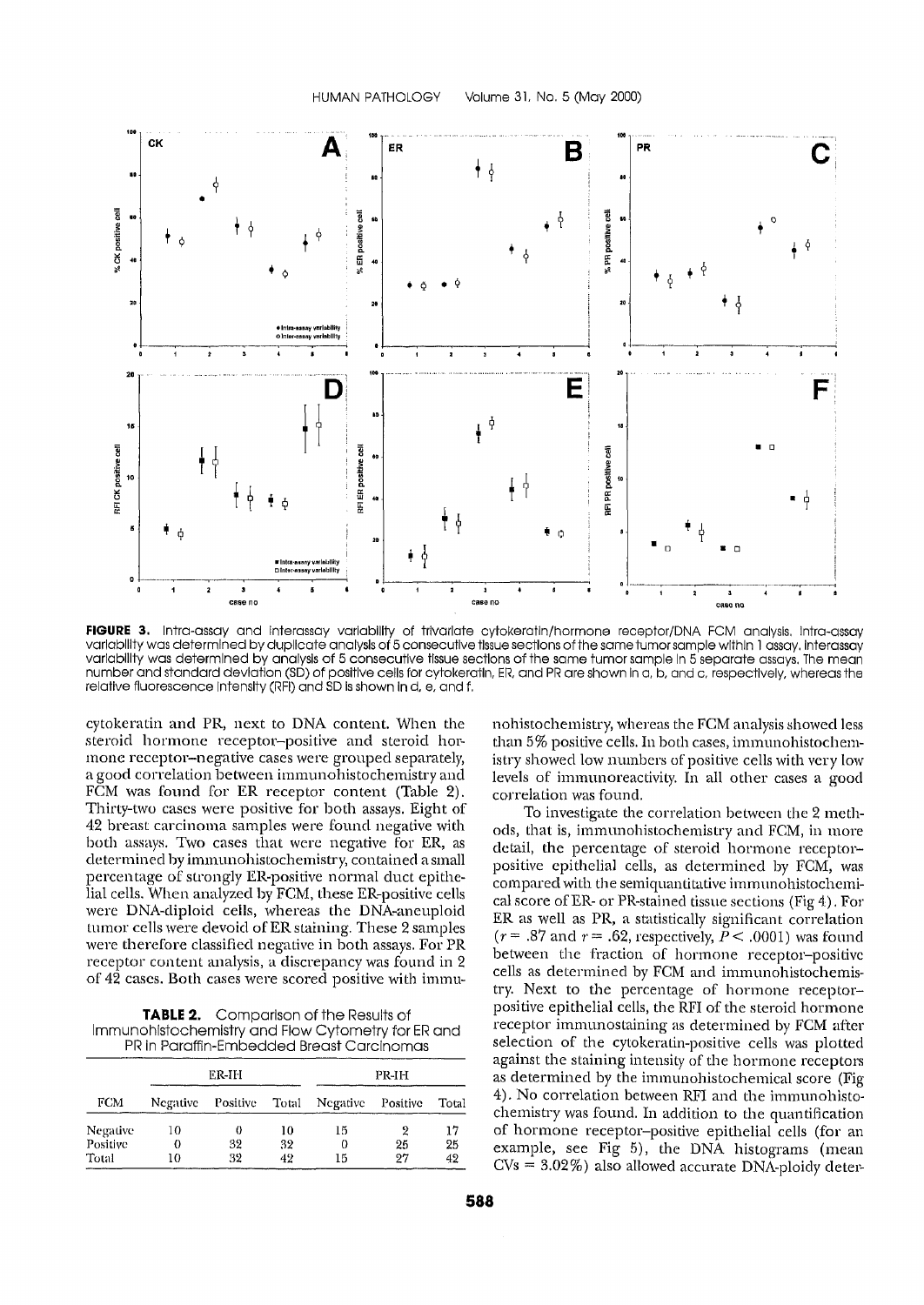**FIGURE 3.** Intra-assay and interassay variability of trivariate cytokeratin/hormone receptor/DNA FCM analysis. Intra-assay variability was determined by duplicate analysis of 5 consecutive tissue sections of the same tumor sample within 1 assay. Interassay variability was determined by analysis of 5 consecutive tissue sections of the same tumor sample in 5 separate assays. The mean number and standard deviation (SD) of positive cells for cytokeratin, ER, and PR are shown in a, b, and c, respectively, whereas the relative fluorescence intensity (RFI) and SD is shown in d, e, and f.

cytokeratin and PR, next to DNA content. When the steroid hormone receptor–positive and steroid hormone receptor–negative cases were grouped separately, a good correlation between immunohistochemistry and FCM was found for ER receptor content (Table 2). Thirty-two cases were positive for both assays. Eight of 42 breast carcinoma samples were found negative with both assays. Two cases that were negative for ER, as determined by immunohistochemistry, contained a small percentage of strongly ER-positive normal duct epithelial cells. When analyzed by FCM, these ER-positive cells were DNA-diploid cells, whereas the DNA-aneuploid tumor cells were devoid of ER staining. These 2 samples were therefore classified negative in both assays. For PR receptor content analysis, a discrepancy was found in 2 of 42 cases. Both cases were scored positive with immunohistochemistry, whereas the FCM analysis showed less than 5% positive cells. In both cases, immunohistochemistry showed low numbers of positive cells with very low levels of immunoreactivity. In all other cases a good correlation was found.

**TABLE 2.** Comparison of the Results of Immunohistochemistry and Flow Cytometry for ER and PR in Paraffin-Embedded Breast Carcinomas

| FCM | ER-IH | | | PR-IH | | |
|---|---|---|---|---|---|---|
| | Negative | Positive | Total | Negative | Positive | Total |
| Negative | 10 | 0 | 10 | 15 | 2 | 17 |
| Positive | 0 | 32 | 32 | 0 | 25 | 25 |
| Total | 10 | 32 | 42 | 15 | 27 | 42 |

To investigate the correlation between the 2 methods, that is, immunohistochemistry and FCM, in more detail, the percentage of steroid hormone receptor-positive epithelial cells, as determined by FCM, was compared with the semiquantitative immunohistochemical score of ER- or PR-stained tissue sections (Fig 4). For ER as well as PR, a statistically significant correlation ($r = .87$ and $r = .62$, respectively, $P < .0001$) was found between the fraction of hormone receptor–positive cells as determined by FCM and immunohistochemistry. Next to the percentage of hormone receptor–positive epithelial cells, the RFI of the steroid hormone receptor immunostaining as determined by FCM after selection of the cytokeratin-positive cells was plotted against the staining intensity of the hormone receptors as determined by the immunohistochemical score (Fig 4). No correlation between RFI and the immunohistochemistry was found. In addition to the quantification of hormone receptor–positive epithelial cells (for an example, see Fig 5), the DNA histograms (mean CVs = 3.02%) also allowed accurate DNA-ploidy deter-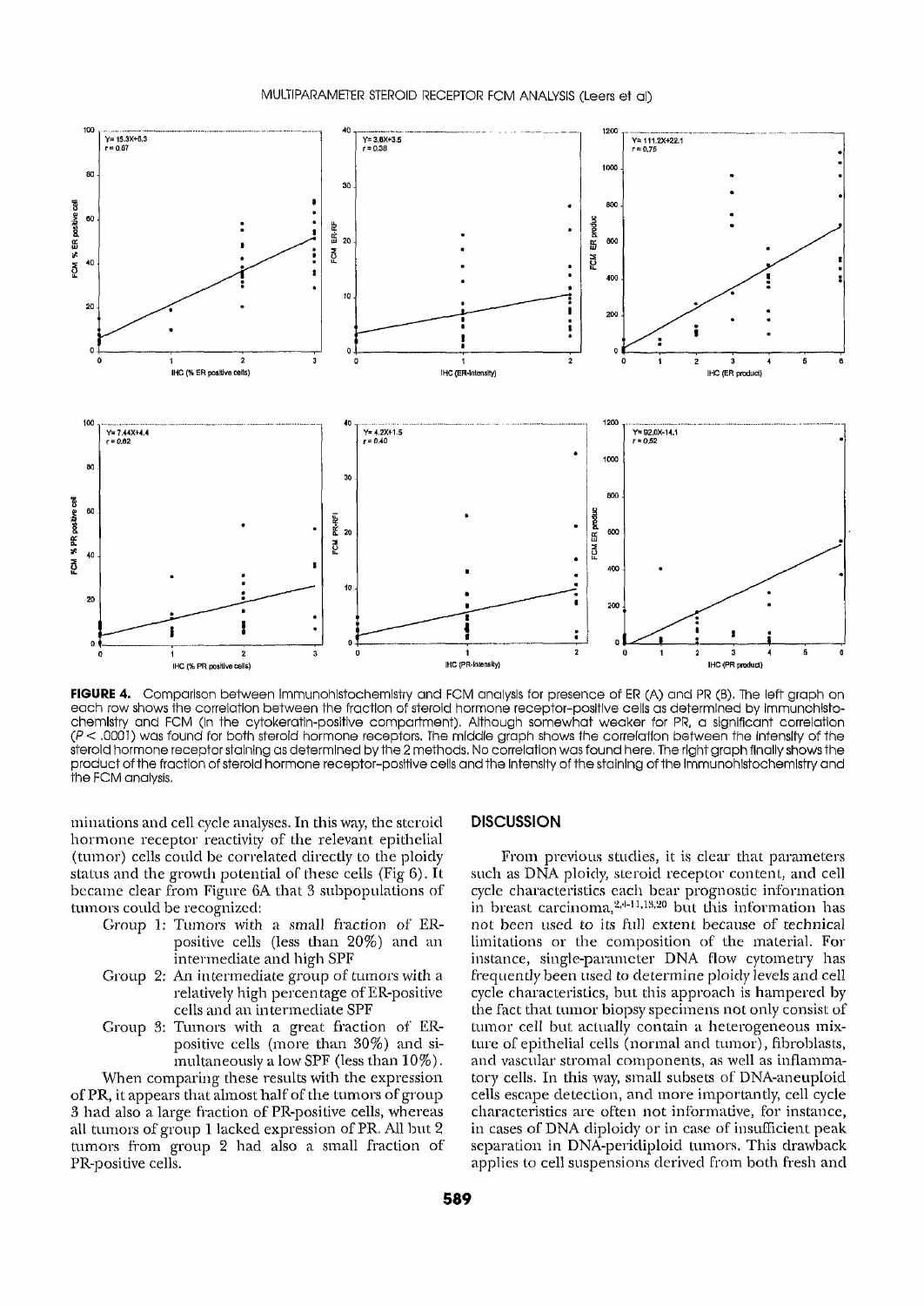**FIGURE 4.** Comparison between immunohistochemistry and FCM analysis for presence of ER (A) and PR (B). The left graph on each row shows the correlation between the fraction of steroid hormone receptor-positive cells as determined by immunohistochemistry and FCM (in the cytokeratin-positive compartment). Although somewhat weaker for PR, a significant correlation ($P < .0001$) was found for both steroid hormone receptors. The middle graph shows the correlation between the intensity of the steroid hormone receptor staining as determined by the 2 methods. No correlation was found here. The right graph finally shows the product of the fraction of steroid hormone receptor-positive cells and the intensity of the staining of the immunohistochemistry and the FCM analysis.

minations and cell cycle analyses. In this way, the steroid hormone receptor reactivity of the relevant epithelial (tumor) cells could be correlated directly to the ploidy status and the growth potential of these cells (Fig 6). It became clear from Figure 6A that 3 subpopulations of tumors could be recognized:

- Group 1: Tumors with a small fraction of ER-positive cells (less than 20%) and an intermediate and high SPF
- Group 2: An intermediate group of tumors with a relatively high percentage of ER-positive cells and an intermediate SPF
- Group 3: Tumors with a great fraction of ER-positive cells (more than 30%) and simultaneously a low SPF (less than 10%).

When comparing these results with the expression of PR, it appears that almost half of the tumors of group 3 had also a large fraction of PR-positive cells, whereas all tumors of group 1 lacked expression of PR. All but 2 tumors from group 2 had also a small fraction of PR-positive cells.

## DISCUSSION

From previous studies, it is clear that parameters such as DNA ploidy, steroid receptor content, and cell cycle characteristics each bear prognostic information in breast carcinoma,[2,4-11,13,20] but this information has not been used to its full extent because of technical limitations or the composition of the material. For instance, single-parameter DNA flow cytometry has frequently been used to determine ploidy levels and cell cycle characteristics, but this approach is hampered by the fact that tumor biopsy specimens not only consist of tumor cell but actually contain a heterogeneous mixture of epithelial cells (normal and tumor), fibroblasts, and vascular stromal components, as well as inflammatory cells. In this way, small subsets of DNA-aneuploid cells escape detection, and more importantly, cell cycle characteristics are often not informative, for instance, in cases of DNA diploidy or in case of insufficient peak separation in DNA-peridiploid tumors. This drawback applies to cell suspensions derived from both fresh and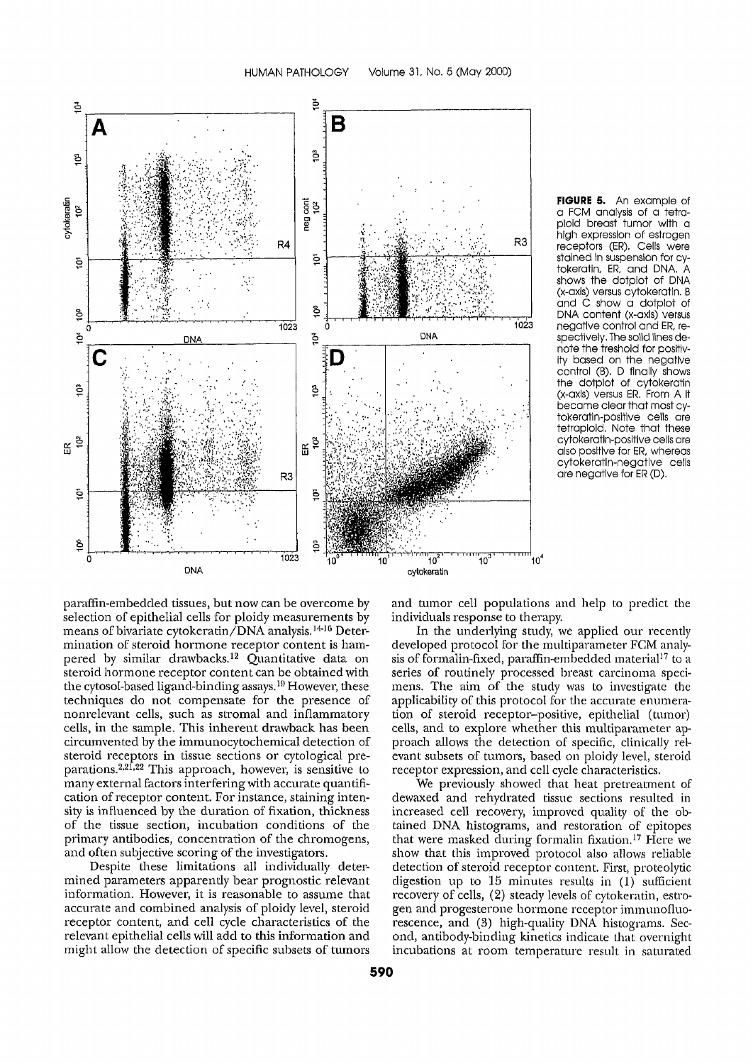**FIGURE 5.** An example of a FCM analysis of a tetraploid breast tumor with a high expression of estrogen receptors (ER). Cells were stained in suspension for cytokeratin, ER, and DNA. A shows the dotplot of DNA (x-axis) versus cytokeratin. B and C show a dotplot of DNA content (x-axis) versus negative control and ER, respectively. The solid lines denote the treshold for positivity based on the negative control (B). D finally shows the dotplot of cytokeratin (x-axis) versus ER. From A it became clear that most cytokeratin-positive cells are tetraploid. Note that these cytokeratin-positive cells are also positive for ER, whereas cytokeratin-negative cells are negative for ER (D).

paraffin-embedded tissues, but now can be overcome by selection of epithelial cells for ploidy measurements by means of bivariate cytokeratin/DNA analysis.[14-16] Determination of steroid hormone receptor content is hampered by similar drawbacks.[12] Quantitative data on steroid hormone receptor content can be obtained with the cytosol-based ligand-binding assays.[19] However, these techniques do not compensate for the presence of nonrelevant cells, such as stromal and inflammatory cells, in the sample. This inherent drawback has been circumvented by the immunocytochemical detection of steroid receptors in tissue sections or cytological preparations.[2,21,22] This approach, however, is sensitive to many external factors interfering with accurate quantification of receptor content. For instance, staining intensity is influenced by the duration of fixation, thickness of the tissue section, incubation conditions of the primary antibodies, concentration of the chromogens, and often subjective scoring of the investigators.

Despite these limitations all individually determined parameters apparently bear prognostic relevant information. However, it is reasonable to assume that accurate and combined analysis of ploidy level, steroid receptor content, and cell cycle characteristics of the relevant epithelial cells will add to this information and might allow the detection of specific subsets of tumors and tumor cell populations and help to predict the individuals response to therapy.

In the underlying study, we applied our recently developed protocol for the multiparameter FCM analysis of formalin-fixed, paraffin-embedded material[17] to a series of routinely processed breast carcinoma specimens. The aim of the study was to investigate the applicability of this protocol for the accurate enumeration of steroid receptor–positive, epithelial (tumor) cells, and to explore whether this multiparameter approach allows the detection of specific, clinically relevant subsets of tumors, based on ploidy level, steroid receptor expression, and cell cycle characteristics.

We previously showed that heat pretreatment of dewaxed and rehydrated tissue sections resulted in increased cell recovery, improved quality of the obtained DNA histograms, and restoration of epitopes that were masked during formalin fixation.[17] Here we show that this improved protocol also allows reliable detection of steroid receptor content. First, proteolytic digestion up to 15 minutes results in (1) sufficient recovery of cells, (2) steady levels of cytokeratin, estrogen and progesterone hormone receptor immunofluorescence, and (3) high-quality DNA histograms. Second, antibody-binding kinetics indicate that overnight incubations at room temperature result in saturated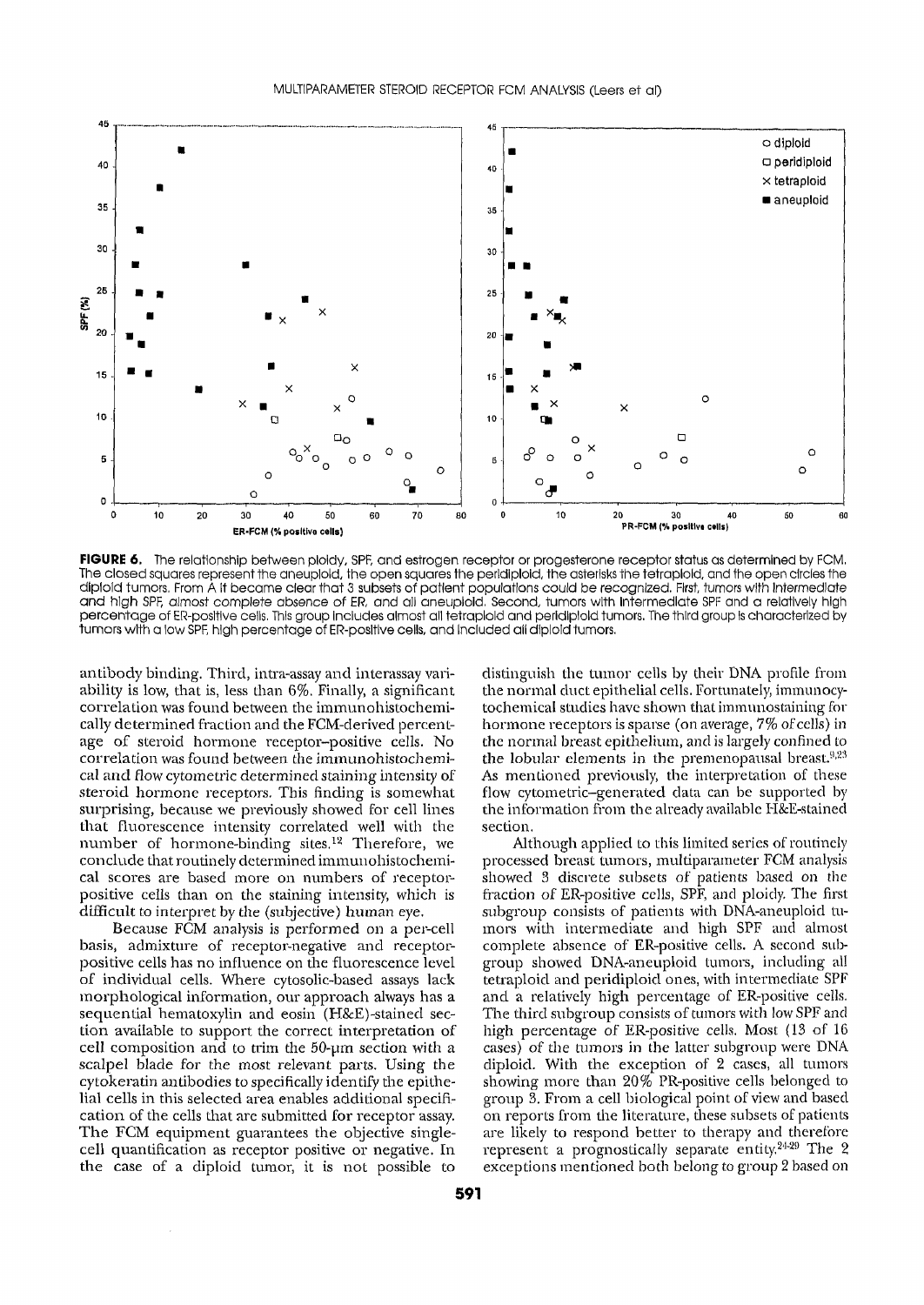**FIGURE 6.** The relationship between ploidy, SPF, and estrogen receptor or progesterone receptor status as determined by FCM. The closed squares represent the aneuploid, the open squares the peridiploid, the asterisks the tetraploid, and the open circles the diploid tumors. From A it became clear that 3 subsets of patient populations could be recognized. First, tumors with intermediate and high SPF, almost complete absence of ER, and all aneuploid. Second, tumors with intermediate SPF and a relatively high percentage of ER-positive cells. This group includes almost all tetraploid and peridiploid tumors. The third group is characterized by tumors with a low SPF, high percentage of ER-positive cells, and included all diploid tumors.

antibody binding. Third, intra-assay and interassay variability is low, that is, less than 6%. Finally, a significant correlation was found between the immunohistochemically determined fraction and the FCM-derived percentage of steroid hormone receptor–positive cells. No correlation was found between the immunohistochemical and flow cytometric determined staining intensity of steroid hormone receptors. This finding is somewhat surprising, because we previously showed for cell lines that fluorescence intensity correlated well with the number of hormone-binding sites.[12] Therefore, we conclude that routinely determined immunohistochemical scores are based more on numbers of receptor-positive cells than on the staining intensity, which is difficult to interpret by the (subjective) human eye.

Because FCM analysis is performed on a per-cell basis, admixture of receptor-negative and receptor-positive cells has no influence on the fluorescence level of individual cells. Where cytosolic-based assays lack morphological information, our approach always has a sequential hematoxylin and eosin (H&E)-stained section available to support the correct interpretation of cell composition and to trim the 50-μm section with a scalpel blade for the most relevant parts. Using the cytokeratin antibodies to specifically identify the epithelial cells in this selected area enables additional specification of the cells that are submitted for receptor assay. The FCM equipment guarantees the objective single-cell quantification as receptor positive or negative. In the case of a diploid tumor, it is not possible to distinguish the tumor cells by their DNA profile from the normal duct epithelial cells. Fortunately, immunocytochemical studies have shown that immunostaining for hormone receptors is sparse (on average, 7% of cells) in the normal breast epithelium, and is largely confined to the lobular elements in the premenopausal breast.[9,23] As mentioned previously, the interpretation of these flow cytometric–generated data can be supported by the information from the already available H&E-stained section.

Although applied to this limited series of routinely processed breast tumors, multiparameter FCM analysis showed 3 discrete subsets of patients based on the fraction of ER-positive cells, SPF, and ploidy. The first subgroup consists of patients with DNA-aneuploid tumors with intermediate and high SPF and almost complete absence of ER-positive cells. A second subgroup showed DNA-aneuploid tumors, including all tetraploid and peridiploid ones, with intermediate SPF and a relatively high percentage of ER-positive cells. The third subgroup consists of tumors with low SPF and high percentage of ER-positive cells. Most (13 of 16 cases) of the tumors in the latter subgroup were DNA diploid. With the exception of 2 cases, all tumors showing more than 20% PR-positive cells belonged to group 3. From a cell biological point of view and based on reports from the literature, these subsets of patients are likely to respond better to therapy and therefore represent a prognostically separate entity.[24-29] The 2 exceptions mentioned both belong to group 2 based on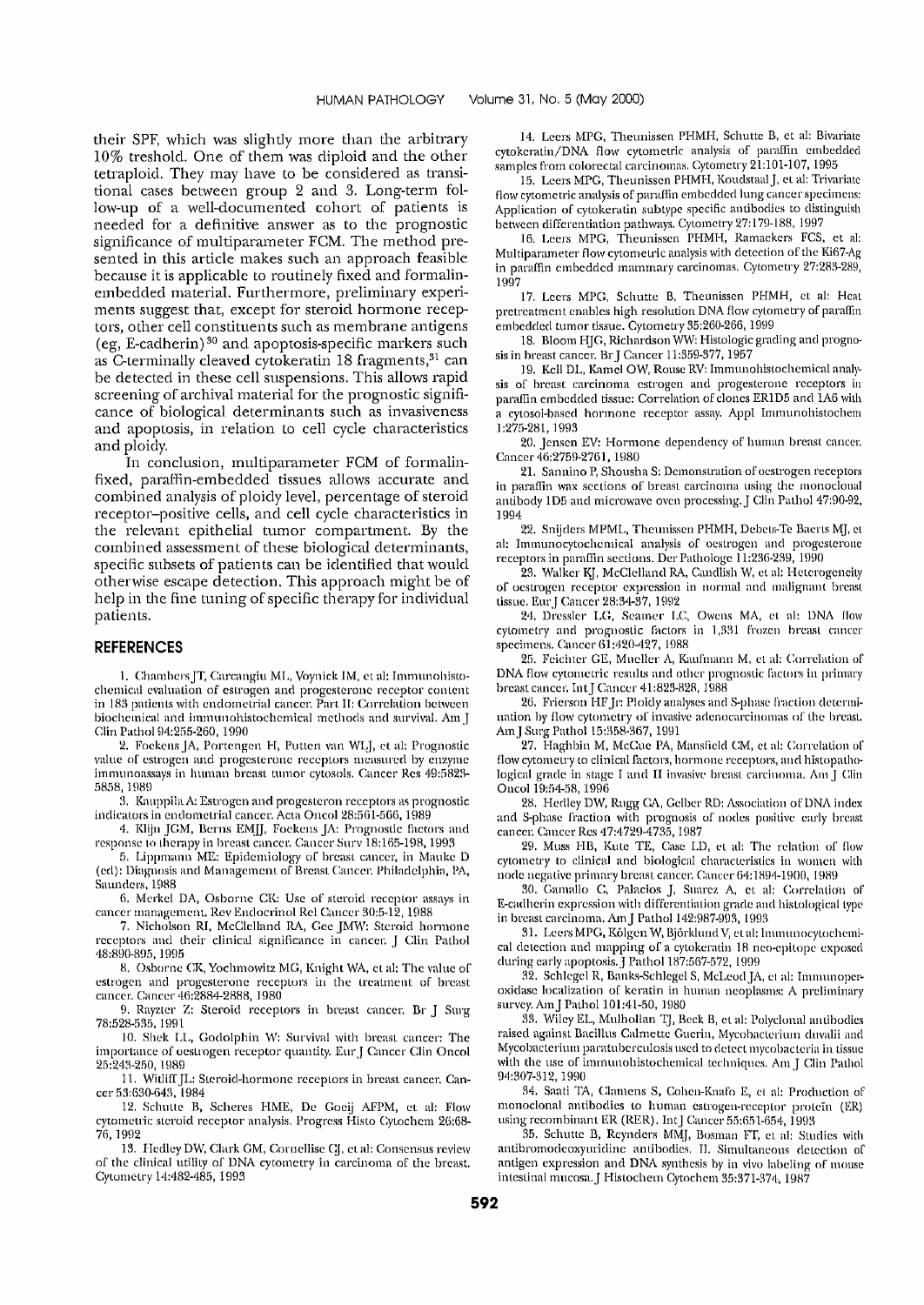their SPF, which was slightly more than the arbitrary 10% treshold. One of them was diploid and the other tetraploid. They may have to be considered as transitional cases between group 2 and 3. Long-term follow-up of a well-documented cohort of patients is needed for a definitive answer as to the prognostic significance of multiparameter FCM. The method presented in this article makes such an approach feasible because it is applicable to routinely fixed and formalin-embedded material. Furthermore, preliminary experiments suggest that, except for steroid hormone receptors, other cell constituents such as membrane antigens (eg, E-cadherin)[30] and apoptosis-specific markers such as C-terminally cleaved cytokeratin 18 fragments,[31] can be detected in these cell suspensions. This allows rapid screening of archival material for the prognostic significance of biological determinants such as invasiveness and apoptosis, in relation to cell cycle characteristics and ploidy.

In conclusion, multiparameter FCM of formalin-fixed, paraffin-embedded tissues allows accurate and combined analysis of ploidy level, percentage of steroid receptor–positive cells, and cell cycle characteristics in the relevant epithelial tumor compartment. By the combined assessment of these biological determinants, specific subsets of patients can be identified that would otherwise escape detection. This approach might be of help in the fine tuning of specific therapy for individual patients.

## REFERENCES

1. Chambers JT, Carcangiu ML, Voynick IM, et al: Immunohistochemical evaluation of estrogen and progesterone receptor content in 183 patients with endometrial cancer. Part II: Correlation between biochemical and immunohistochemical methods and survival. Am J Clin Pathol 94:255-260, 1990
2. Foekens JA, Portengen H, Putten van WLJ, et al: Prognostic value of estrogen and progesterone receptors measured by enzyme immunoassays in human breast tumor cytosols. Cancer Res 49:5823-5858, 1989
3. Kauppila A: Estrogen and progesteron receptors as prognostic indicators in endometrial cancer. Acta Oncol 28:561-566, 1989
4. Klijn JGM, Berns EMJJ, Foekens JA: Prognostic factors and response to therapy in breast cancer. Cancer Surv 18:165-198, 1993
5. Lippmann ME: Epidemiology of breast cancer, in Mauke D (ed): Diagnosis and Management of Breast Cancer. Philadelphia, PA, Saunders, 1988
6. Merkel DA, Osborne CK: Use of steroid receptor assays in cancer management. Rev Endocrinol Rel Cancer 30:5-12, 1988
7. Nicholson RI, McClelland RA, Gee JMW: Steroid hormone receptors and their clinical significance in cancer. J Clin Pathol 48:890-895, 1995
8. Osborne CK, Yochmowitz MG, Knight WA, et al: The value of estrogen and progesterone receptors in the treatment of breast cancer. Cancer 46:2884-2888, 1980
9. Rayzter Z: Steroid receptors in breast cancer. Br J Surg 78:528-535, 1991
10. Shek LL, Godolphin W: Survival with breast cancer: The importance of oestrogen receptor quantity. Eur J Cancer Clin Oncol 25:243-250, 1989
11. Witliff JL: Steroid-hormone receptors in breast cancer. Cancer 53:630-643, 1984
12. Schutte B, Scheres HME, De Goeij AFPM, et al: Flow cytometric steroid receptor analysis. Progress Histo Cytochem 26:68-76, 1992
13. Hedley DW, Clark GM, Cornelisse CJ, et al: Consensus review of the clinical utility of DNA cytometry in carcinoma of the breast. Cytometry 14:482-485, 1993
14. Leers MPG, Theunissen PHMH, Schutte B, et al: Bivariate cytokeratin/DNA flow cytometric analysis of paraffin embedded samples from colorectal carcinomas. Cytometry 21:101-107, 1995
15. Leers MPG, Theunissen PHMH, Koudstaal J, et al: Trivariate flow cytometric analysis of paraffin embedded lung cancer specimens: Application of cytokeratin subtype specific antibodies to distinguish between differentiation pathways. Cytometry 27:179-188, 1997
16. Leers MPG, Theunissen PHMH, Ramaekers FCS, et al: Multiparameter flow cytometric analysis with detection of the Ki67-Ag in paraffin embedded mammary carcinomas. Cytometry 27:283-289, 1997
17. Leers MPG, Schutte B, Theunissen PHMH, et al: Heat pretreatment enables high resolution DNA flow cytometry of paraffin embedded tumor tissue. Cytometry 35:260-266, 1999
18. Bloom HJG, Richardson WW: Histologic grading and prognosis in breast cancer. Br J Cancer 11:359-377, 1957
19. Kell DL, Kamel OW, Rouse RV: Immunohistochemical analysis of breast carcinoma estrogen and progesterone receptors in paraffin embedded tissue: Correlation of clones ER1D5 and 1A6 with a cytosol-based hormone receptor assay. Appl Immunohistochem 1:275-281, 1993
20. Jensen EV: Hormone dependency of human breast cancer. Cancer 46:2759-2761, 1980
21. Sannino P, Shousha S: Demonstration of oestrogen receptors in paraffin wax sections of breast carcinoma using the monoclonal antibody 1D5 and microwave oven processing. J Clin Pathol 47:90-92, 1994
22. Snijders MPML, Theunissen PHMH, Debets-Te Baerts MJ, et al: Immunocytochemical analysis of oestrogen and progesterone receptors in paraffin sections. Der Pathologe 11:236-239, 1990
23. Walker KJ, McClelland RA, Candlish W, et al: Heterogeneity of oestrogen receptor expression in normal and malignant breast tissue. Eur J Cancer 28:34-37, 1992
24. Dressler LG, Seamer LC, Owens MA, et al: DNA flow cytometry and prognostic factors in 1,331 frozen breast cancer specimens. Cancer 61:420-427, 1988
25. Feichter GE, Mueller A, Kaufmann M, et al: Correlation of DNA flow cytometric results and other prognostic factors in primary breast cancer. Int J Cancer 41:823-828, 1988
26. Frierson HF Jr: Ploidy analyses and S-phase fraction determination by flow cytometry of invasive adenocarcinomas of the breast. Am J Surg Pathol 15:358-367, 1991
27. Haghbin M, McCue PA, Mansfield CM, et al: Correlation of flow cytometry to clinical factors, hormone receptors, and histopathological grade in stage I and II invasive breast carcinoma. Am J Clin Oncol 19:54-58, 1996
28. Hedley DW, Rugg CA, Gelber RD: Association of DNA index and S-phase fraction with prognosis of nodes positive early breast cancer. Cancer Res 47:4729-4735, 1987
29. Muss HB, Kute TE, Case LD, et al: The relation of flow cytometry to clinical and biological characteristics in women with node negative primary breast cancer. Cancer 64:1894-1900, 1989
30. Gamallo C, Palacios J, Suarez A, et al: Correlation of E-cadherin expression with differentiation grade and histological type in breast carcinoma. Am J Pathol 142:987-993, 1993
31. Leers MPG, Kölgen W, Björklund V, et al: Immunocytochemical detection and mapping of a cytokeratin 18 neo-epitope exposed during early apoptosis. J Pathol 187:567-572, 1999
32. Schlegel R, Banks-Schlegel S, McLeod JA, et al: Immunoperoxidase localization of keratin in human neoplasms: A preliminary survey. Am J Pathol 101:41-50, 1980
33. Wiley EL, Mulhollan TJ, Beck B, et al: Polyclonal antibodies raised against Bacillus Calmette Guerin, Mycobacterium duvalii and Mycobacterium paratuberculosis used to detect mycobacteria in tissue with the use of immunohistochemical techniques. Am J Clin Pathol 94:307-312, 1990
34. Saati TA, Clamens S, Cohen-Knafo E, et al: Production of monoclonal antibodies to human estrogen-receptor protein (ER) using recombinant ER (RER). Int J Cancer 55:651-654, 1993
35. Schutte B, Reynders MMJ, Bosman FT, et al: Studies with antibromodeoxyuridine antibodies. II. Simultaneous detection of antigen expression and DNA synthesis by in vivo labeling of mouse intestinal mucosa. J Histochem Cytochem 35:371-374, 1987